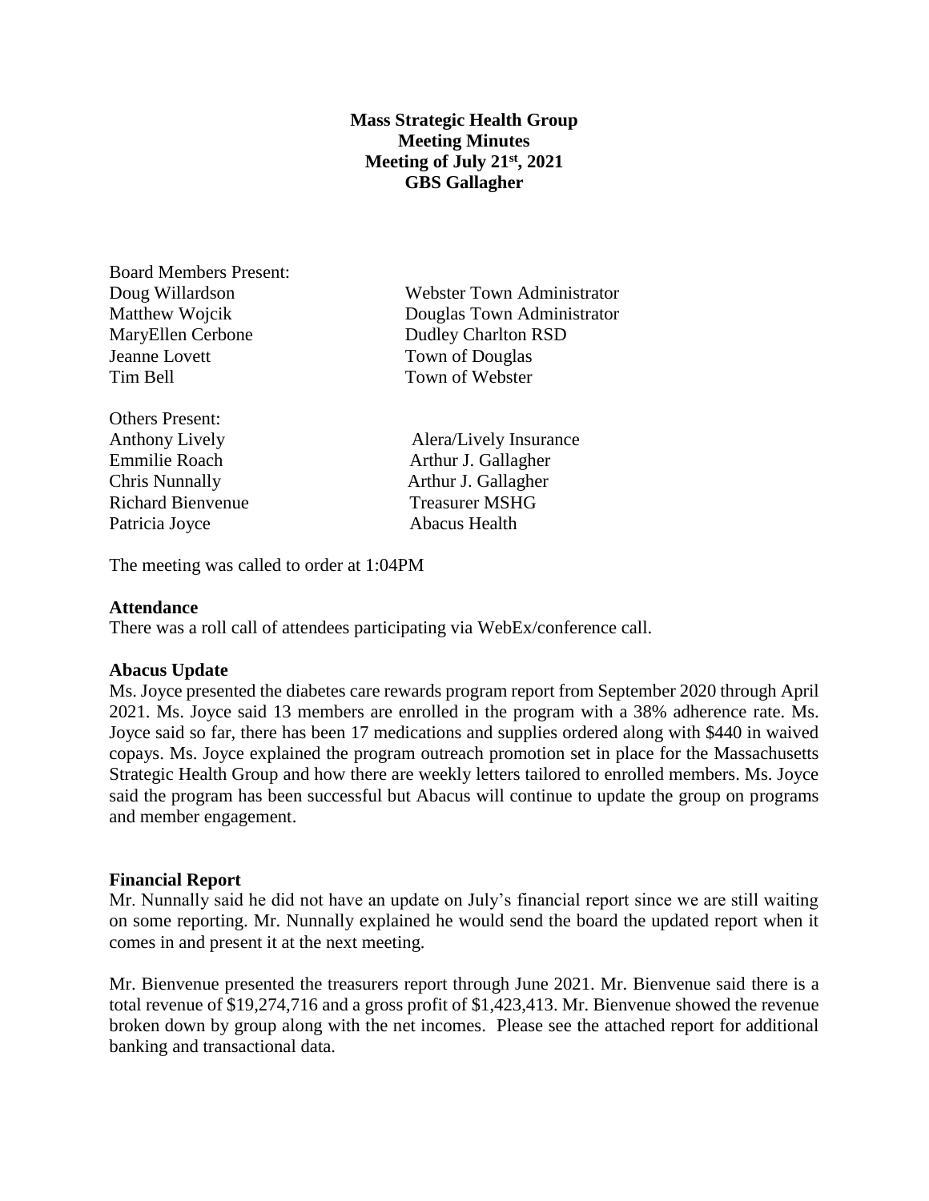**Mass Strategic Health Group**
**Meeting Minutes**
**Meeting of July 21st, 2021**
**GBS Gallagher**

Board Members Present:

| | |
|---|---|
| Doug Willardson | Webster Town Administrator |
| Matthew Wojcik | Douglas Town Administrator |
| MaryEllen Cerbone | Dudley Charlton RSD |
| Jeanne Lovett | Town of Douglas |
| Tim Bell | Town of Webster |

Others Present:

| | |
|---|---|
| Anthony Lively | Alera/Lively Insurance |
| Emmilie Roach | Arthur J. Gallagher |
| Chris Nunnally | Arthur J. Gallagher |
| Richard Bienvenue | Treasurer MSHG |
| Patricia Joyce | Abacus Health |

The meeting was called to order at 1:04PM

**Attendance**

There was a roll call of attendees participating via WebEx/conference call.

**Abacus Update**

Ms. Joyce presented the diabetes care rewards program report from September 2020 through April 2021. Ms. Joyce said 13 members are enrolled in the program with a 38% adherence rate. Ms. Joyce said so far, there has been 17 medications and supplies ordered along with $440 in waived copays. Ms. Joyce explained the program outreach promotion set in place for the Massachusetts Strategic Health Group and how there are weekly letters tailored to enrolled members. Ms. Joyce said the program has been successful but Abacus will continue to update the group on programs and member engagement.

**Financial Report**

Mr. Nunnally said he did not have an update on July's financial report since we are still waiting on some reporting. Mr. Nunnally explained he would send the board the updated report when it comes in and present it at the next meeting.

Mr. Bienvenue presented the treasurers report through June 2021. Mr. Bienvenue said there is a total revenue of $19,274,716 and a gross profit of $1,423,413. Mr. Bienvenue showed the revenue broken down by group along with the net incomes. Please see the attached report for additional banking and transactional data.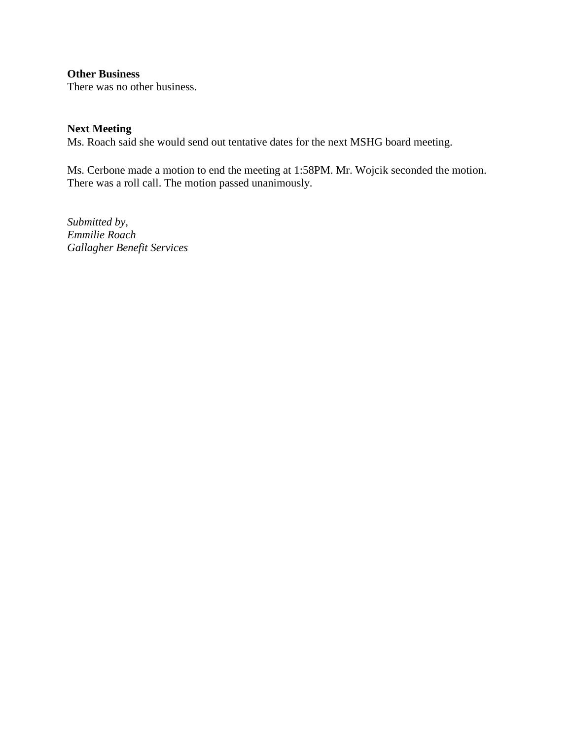**Other Business**
There was no other business.

**Next Meeting**
Ms. Roach said she would send out tentative dates for the next MSHG board meeting.

Ms. Cerbone made a motion to end the meeting at 1:58PM. Mr. Wojcik seconded the motion. There was a roll call. The motion passed unanimously.

*Submitted by,*
*Emmilie Roach*
*Gallagher Benefit Services*